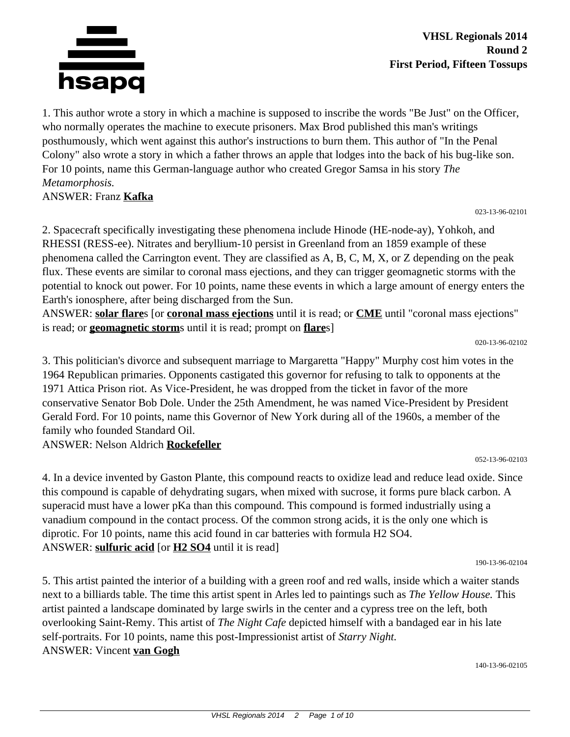**VHSL Regionals 2014**
**Round 2**
**First Period, Fifteen Tossups**

1. This author wrote a story in which a machine is supposed to inscribe the words "Be Just" on the Officer, who normally operates the machine to execute prisoners. Max Brod published this man's writings posthumously, which went against this author's instructions to burn them. This author of "In the Penal Colony" also wrote a story in which a father throws an apple that lodges into the back of his bug-like son. For 10 points, name this German-language author who created Gregor Samsa in his story *The Metamorphosis.*
ANSWER: Franz **Kafka**

023-13-96-02101

2. Spacecraft specifically investigating these phenomena include Hinode (HE-node-ay), Yohkoh, and RHESSI (RESS-ee). Nitrates and beryllium-10 persist in Greenland from an 1859 example of these phenomena called the Carrington event. They are classified as A, B, C, M, X, or Z depending on the peak flux. These events are similar to coronal mass ejections, and they can trigger geomagnetic storms with the potential to knock out power. For 10 points, name these events in which a large amount of energy enters the Earth's ionosphere, after being discharged from the Sun.
ANSWER: **solar flare**s [or **coronal mass ejections** until it is read; or **CME** until "coronal mass ejections" is read; or **geomagnetic storm**s until it is read; prompt on **flare**s]

020-13-96-02102

3. This politician's divorce and subsequent marriage to Margaretta "Happy" Murphy cost him votes in the 1964 Republican primaries. Opponents castigated this governor for refusing to talk to opponents at the 1971 Attica Prison riot. As Vice-President, he was dropped from the ticket in favor of the more conservative Senator Bob Dole. Under the 25th Amendment, he was named Vice-President by President Gerald Ford. For 10 points, name this Governor of New York during all of the 1960s, a member of the family who founded Standard Oil.
ANSWER: Nelson Aldrich **Rockefeller**

052-13-96-02103

4. In a device invented by Gaston Plante, this compound reacts to oxidize lead and reduce lead oxide. Since this compound is capable of dehydrating sugars, when mixed with sucrose, it forms pure black carbon. A superacid must have a lower pKa than this compound. This compound is formed industrially using a vanadium compound in the contact process. Of the common strong acids, it is the only one which is diprotic. For 10 points, name this acid found in car batteries with formula $H_2SO_4$.
ANSWER: **sulfuric acid** [or **$H_2SO_4$** until it is read]

190-13-96-02104

5. This artist painted the interior of a building with a green roof and red walls, inside which a waiter stands next to a billiards table. The time this artist spent in Arles led to paintings such as *The Yellow House.* This artist painted a landscape dominated by large swirls in the center and a cypress tree on the left, both overlooking Saint-Remy. This artist of *The Night Cafe* depicted himself with a bandaged ear in his late self-portraits. For 10 points, name this post-Impressionist artist of *Starry Night.*
ANSWER: Vincent **van Gogh**

140-13-96-02105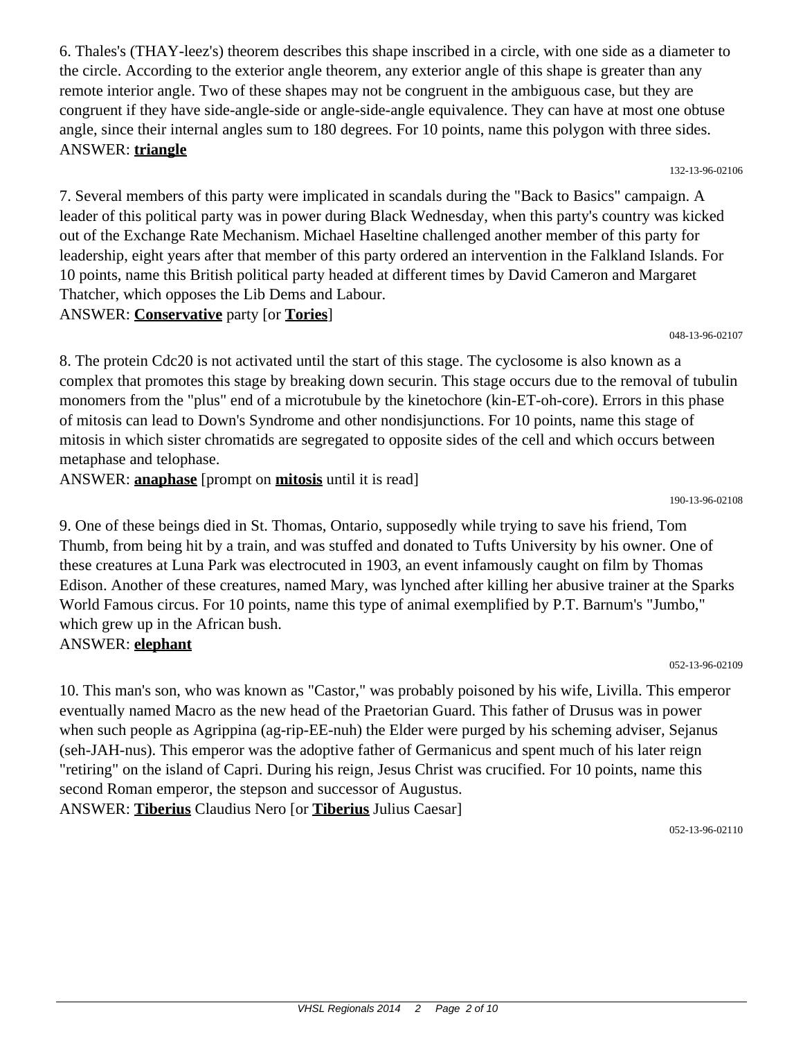6. Thales's (THAY-leez's) theorem describes this shape inscribed in a circle, with one side as a diameter to the circle. According to the exterior angle theorem, any exterior angle of this shape is greater than any remote interior angle. Two of these shapes may not be congruent in the ambiguous case, but they are congruent if they have side-angle-side or angle-side-angle equivalence. They can have at most one obtuse angle, since their internal angles sum to 180 degrees. For 10 points, name this polygon with three sides.
ANSWER: **triangle**

132-13-96-02106

7. Several members of this party were implicated in scandals during the "Back to Basics" campaign. A leader of this political party was in power during Black Wednesday, when this party's country was kicked out of the Exchange Rate Mechanism. Michael Haseltine challenged another member of this party for leadership, eight years after that member of this party ordered an intervention in the Falkland Islands. For 10 points, name this British political party headed at different times by David Cameron and Margaret Thatcher, which opposes the Lib Dems and Labour.
ANSWER: **Conservative** party [or **Tories**]

048-13-96-02107

8. The protein Cdc20 is not activated until the start of this stage. The cyclosome is also known as a complex that promotes this stage by breaking down securin. This stage occurs due to the removal of tubulin monomers from the "plus" end of a microtubule by the kinetochore (kin-ET-oh-core). Errors in this phase of mitosis can lead to Down's Syndrome and other nondisjunctions. For 10 points, name this stage of mitosis in which sister chromatids are segregated to opposite sides of the cell and which occurs between metaphase and telophase.
ANSWER: **anaphase** [prompt on **mitosis** until it is read]

190-13-96-02108

9. One of these beings died in St. Thomas, Ontario, supposedly while trying to save his friend, Tom Thumb, from being hit by a train, and was stuffed and donated to Tufts University by his owner. One of these creatures at Luna Park was electrocuted in 1903, an event infamously caught on film by Thomas Edison. Another of these creatures, named Mary, was lynched after killing her abusive trainer at the Sparks World Famous circus. For 10 points, name this type of animal exemplified by P.T. Barnum's "Jumbo," which grew up in the African bush.
ANSWER: **elephant**

052-13-96-02109

10. This man's son, who was known as "Castor," was probably poisoned by his wife, Livilla. This emperor eventually named Macro as the new head of the Praetorian Guard. This father of Drusus was in power when such people as Agrippina (ag-rip-EE-nuh) the Elder were purged by his scheming adviser, Sejanus (seh-JAH-nus). This emperor was the adoptive father of Germanicus and spent much of his later reign "retiring" on the island of Capri. During his reign, Jesus Christ was crucified. For 10 points, name this second Roman emperor, the stepson and successor of Augustus.
ANSWER: **Tiberius** Claudius Nero [or **Tiberius** Julius Caesar]

052-13-96-02110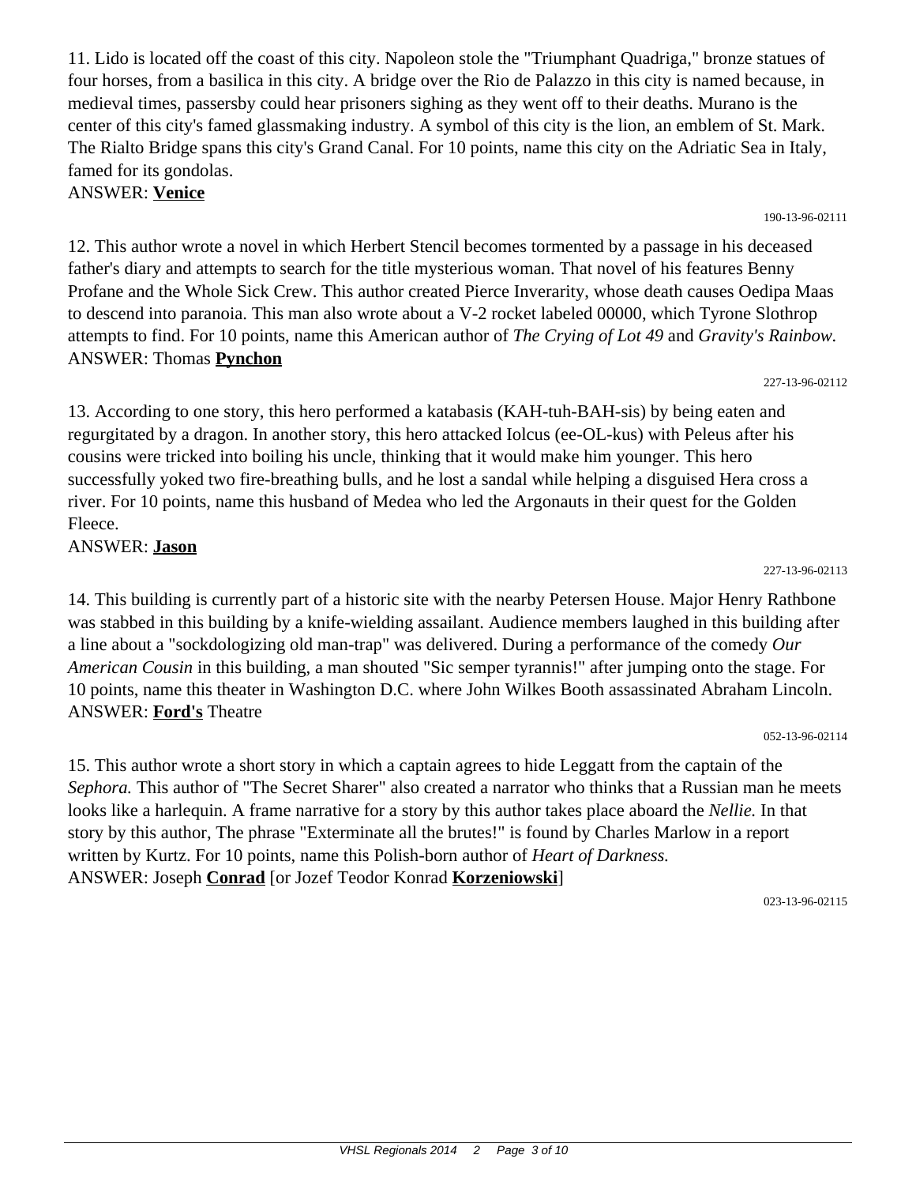11. Lido is located off the coast of this city. Napoleon stole the "Triumphant Quadriga," bronze statues of four horses, from a basilica in this city. A bridge over the Rio de Palazzo in this city is named because, in medieval times, passersby could hear prisoners sighing as they went off to their deaths. Murano is the center of this city's famed glassmaking industry. A symbol of this city is the lion, an emblem of St. Mark. The Rialto Bridge spans this city's Grand Canal. For 10 points, name this city on the Adriatic Sea in Italy, famed for its gondolas.
ANSWER: **Venice**

190-13-96-02111

12. This author wrote a novel in which Herbert Stencil becomes tormented by a passage in his deceased father's diary and attempts to search for the title mysterious woman. That novel of his features Benny Profane and the Whole Sick Crew. This author created Pierce Inverarity, whose death causes Oedipa Maas to descend into paranoia. This man also wrote about a V-2 rocket labeled 00000, which Tyrone Slothrop attempts to find. For 10 points, name this American author of *The Crying of Lot 49* and *Gravity's Rainbow.*
ANSWER: Thomas **Pynchon**

227-13-96-02112

13. According to one story, this hero performed a katabasis (KAH-tuh-BAH-sis) by being eaten and regurgitated by a dragon. In another story, this hero attacked Iolcus (ee-OL-kus) with Peleus after his cousins were tricked into boiling his uncle, thinking that it would make him younger. This hero successfully yoked two fire-breathing bulls, and he lost a sandal while helping a disguised Hera cross a river. For 10 points, name this husband of Medea who led the Argonauts in their quest for the Golden Fleece.
ANSWER: **Jason**

227-13-96-02113

14. This building is currently part of a historic site with the nearby Petersen House. Major Henry Rathbone was stabbed in this building by a knife-wielding assailant. Audience members laughed in this building after a line about a "sockdologizing old man-trap" was delivered. During a performance of the comedy *Our American Cousin* in this building, a man shouted "Sic semper tyrannis!" after jumping onto the stage. For 10 points, name this theater in Washington D.C. where John Wilkes Booth assassinated Abraham Lincoln.
ANSWER: **Ford's** Theatre

052-13-96-02114

15. This author wrote a short story in which a captain agrees to hide Leggatt from the captain of the *Sephora.* This author of "The Secret Sharer" also created a narrator who thinks that a Russian man he meets looks like a harlequin. A frame narrative for a story by this author takes place aboard the *Nellie.* In that story by this author, The phrase "Exterminate all the brutes!" is found by Charles Marlow in a report written by Kurtz. For 10 points, name this Polish-born author of *Heart of Darkness.*
ANSWER: Joseph **Conrad** [or Jozef Teodor Konrad **Korzeniowski**]

023-13-96-02115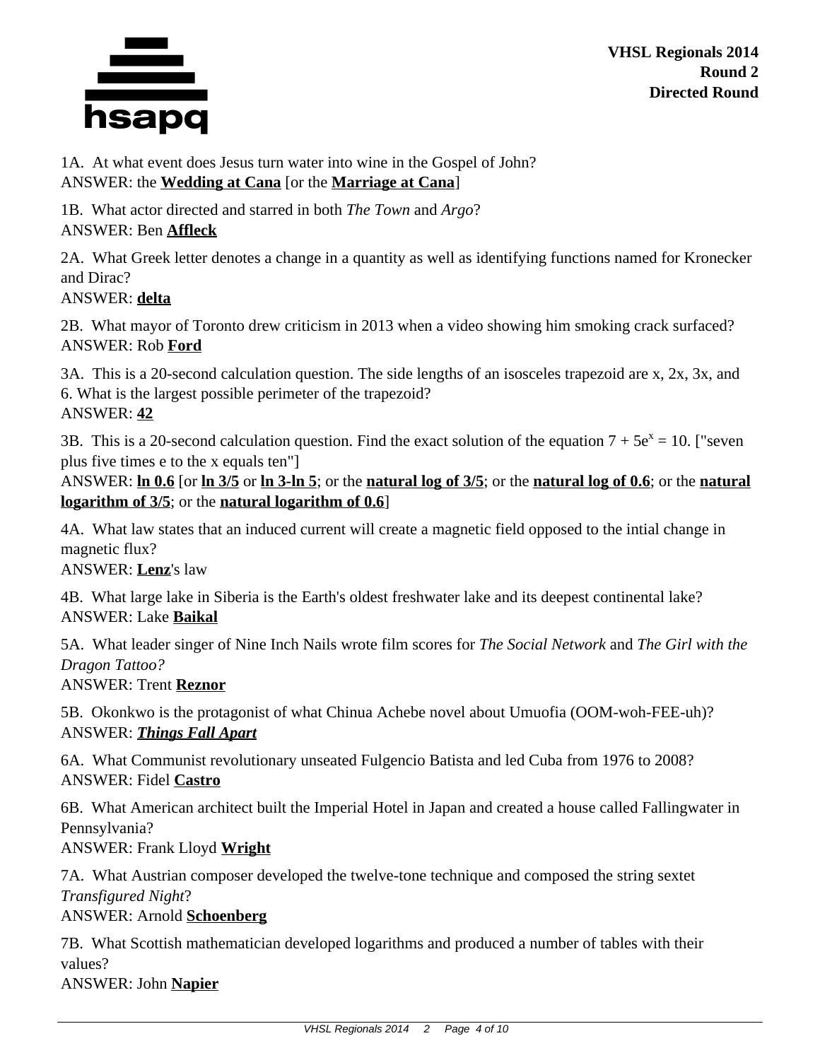1A. At what event does Jesus turn water into wine in the Gospel of John?
ANSWER: the **Wedding at Cana** [or the **Marriage at Cana**]

1B. What actor directed and starred in both *The Town* and *Argo*?
ANSWER: Ben **Affleck**

2A. What Greek letter denotes a change in a quantity as well as identifying functions named for Kronecker and Dirac?
ANSWER: **delta**

2B. What mayor of Toronto drew criticism in 2013 when a video showing him smoking crack surfaced?
ANSWER: Rob **Ford**

3A. This is a 20-second calculation question. The side lengths of an isosceles trapezoid are x, 2x, 3x, and 6. What is the largest possible perimeter of the trapezoid?
ANSWER: **42**

3B. This is a 20-second calculation question. Find the exact solution of the equation $7 + 5e^x = 10$. ["seven plus five times e to the x equals ten"]
ANSWER: **ln 0.6** [or **ln 3/5** or **ln 3-ln 5**; or the **natural log of 3/5**; or the **natural log of 0.6**; or the **natural logarithm of 3/5**; or the **natural logarithm of 0.6**]

4A. What law states that an induced current will create a magnetic field opposed to the intial change in magnetic flux?
ANSWER: **Lenz**'s law

4B. What large lake in Siberia is the Earth's oldest freshwater lake and its deepest continental lake?
ANSWER: Lake **Baikal**

5A. What leader singer of Nine Inch Nails wrote film scores for *The Social Network* and *The Girl with the Dragon Tattoo?*
ANSWER: Trent **Reznor**

5B. Okonkwo is the protagonist of what Chinua Achebe novel about Umuofia (OOM-woh-FEE-uh)?
ANSWER: ***Things Fall Apart***

6A. What Communist revolutionary unseated Fulgencio Batista and led Cuba from 1976 to 2008?
ANSWER: Fidel **Castro**

6B. What American architect built the Imperial Hotel in Japan and created a house called Fallingwater in Pennsylvania?
ANSWER: Frank Lloyd **Wright**

7A. What Austrian composer developed the twelve-tone technique and composed the string sextet *Transfigured Night*?
ANSWER: Arnold **Schoenberg**

7B. What Scottish mathematician developed logarithms and produced a number of tables with their values?
ANSWER: John **Napier**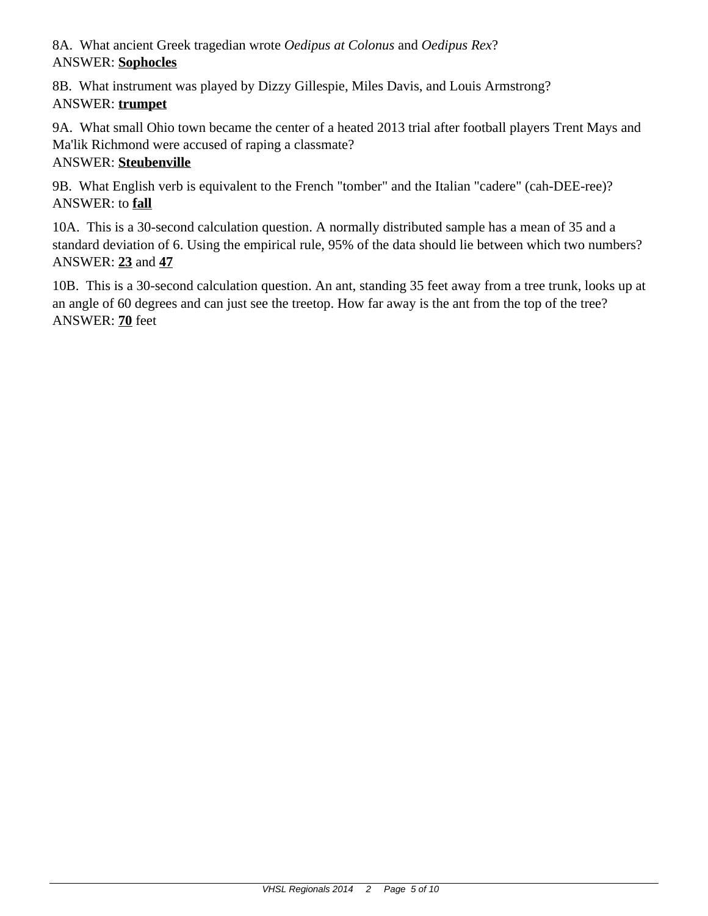8A. What ancient Greek tragedian wrote *Oedipus at Colonus* and *Oedipus Rex*?
ANSWER: **Sophocles**

8B. What instrument was played by Dizzy Gillespie, Miles Davis, and Louis Armstrong?
ANSWER: **trumpet**

9A. What small Ohio town became the center of a heated 2013 trial after football players Trent Mays and Ma'lik Richmond were accused of raping a classmate?
ANSWER: **Steubenville**

9B. What English verb is equivalent to the French "tomber" and the Italian "cadere" (cah-DEE-ree)?
ANSWER: to **fall**

10A. This is a 30-second calculation question. A normally distributed sample has a mean of 35 and a standard deviation of 6. Using the empirical rule, 95% of the data should lie between which two numbers?
ANSWER: **23** and **47**

10B. This is a 30-second calculation question. An ant, standing 35 feet away from a tree trunk, looks up at an angle of 60 degrees and can just see the treetop. How far away is the ant from the top of the tree?
ANSWER: **70** feet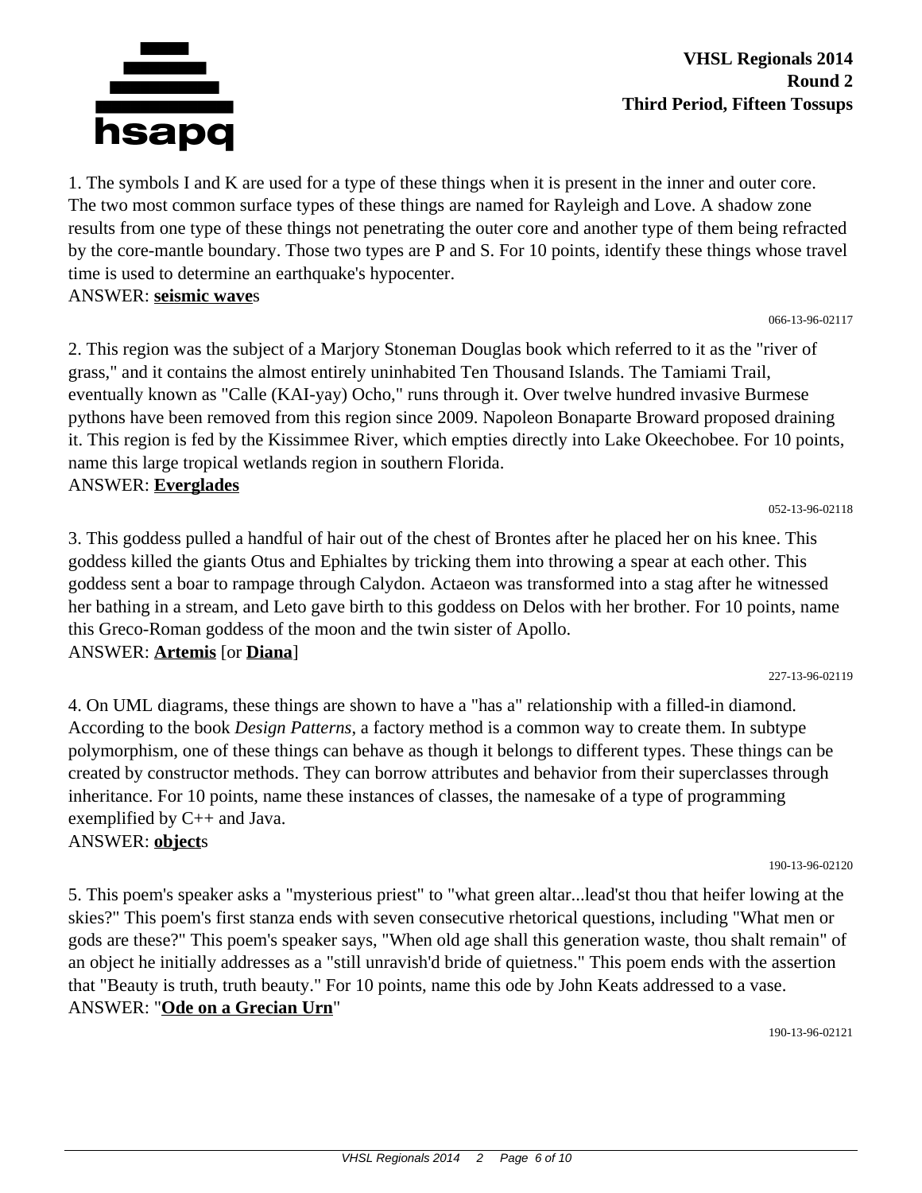**VHSL Regionals 2014**
**Round 2**
**Third Period, Fifteen Tossups**

1. The symbols I and K are used for a type of these things when it is present in the inner and outer core. The two most common surface types of these things are named for Rayleigh and Love. A shadow zone results from one type of these things not penetrating the outer core and another type of them being refracted by the core-mantle boundary. Those two types are P and S. For 10 points, identify these things whose travel time is used to determine an earthquake's hypocenter.
ANSWER: **seismic wave**s

066-13-96-02117

2. This region was the subject of a Marjory Stoneman Douglas book which referred to it as the "river of grass," and it contains the almost entirely uninhabited Ten Thousand Islands. The Tamiami Trail, eventually known as "Calle (KAI-yay) Ocho," runs through it. Over twelve hundred invasive Burmese pythons have been removed from this region since 2009. Napoleon Bonaparte Broward proposed draining it. This region is fed by the Kissimmee River, which empties directly into Lake Okeechobee. For 10 points, name this large tropical wetlands region in southern Florida.
ANSWER: **Everglades**

052-13-96-02118

3. This goddess pulled a handful of hair out of the chest of Brontes after he placed her on his knee. This goddess killed the giants Otus and Ephialtes by tricking them into throwing a spear at each other. This goddess sent a boar to rampage through Calydon. Actaeon was transformed into a stag after he witnessed her bathing in a stream, and Leto gave birth to this goddess on Delos with her brother. For 10 points, name this Greco-Roman goddess of the moon and the twin sister of Apollo.
ANSWER: **Artemis** [or **Diana**]

227-13-96-02119

4. On UML diagrams, these things are shown to have a "has a" relationship with a filled-in diamond. According to the book *Design Patterns*, a factory method is a common way to create them. In subtype polymorphism, one of these things can behave as though it belongs to different types. These things can be created by constructor methods. They can borrow attributes and behavior from their superclasses through inheritance. For 10 points, name these instances of classes, the namesake of a type of programming exemplified by C++ and Java.
ANSWER: **object**s

190-13-96-02120

5. This poem's speaker asks a "mysterious priest" to "what green altar...lead'st thou that heifer lowing at the skies?" This poem's first stanza ends with seven consecutive rhetorical questions, including "What men or gods are these?" This poem's speaker says, "When old age shall this generation waste, thou shalt remain" of an object he initially addresses as a "still unravish'd bride of quietness." This poem ends with the assertion that "Beauty is truth, truth beauty." For 10 points, name this ode by John Keats addressed to a vase.
ANSWER: "**Ode on a Grecian Urn**"

190-13-96-02121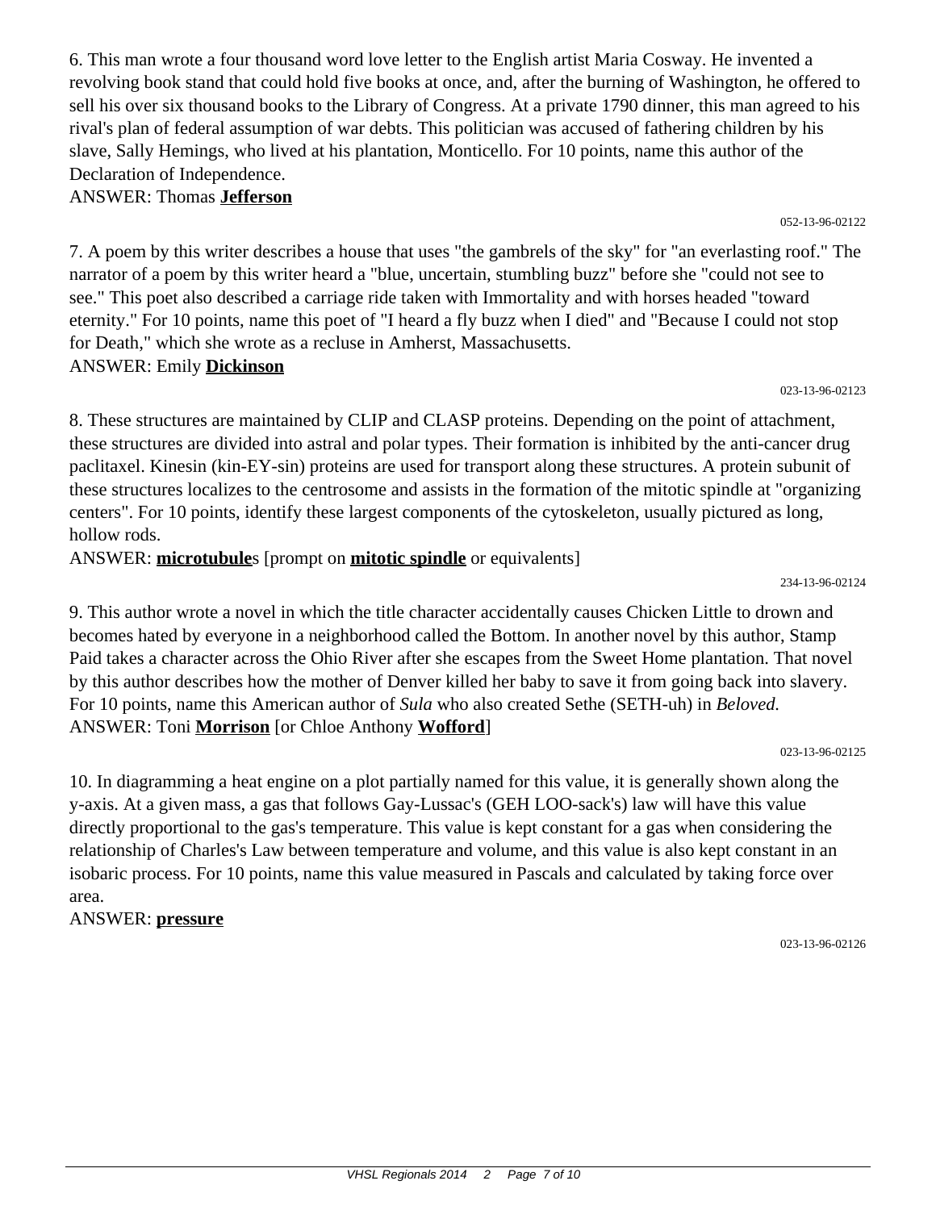6. This man wrote a four thousand word love letter to the English artist Maria Cosway. He invented a revolving book stand that could hold five books at once, and, after the burning of Washington, he offered to sell his over six thousand books to the Library of Congress. At a private 1790 dinner, this man agreed to his rival's plan of federal assumption of war debts. This politician was accused of fathering children by his slave, Sally Hemings, who lived at his plantation, Monticello. For 10 points, name this author of the Declaration of Independence.

ANSWER: Thomas **Jefferson**

052-13-96-02122

7. A poem by this writer describes a house that uses "the gambrels of the sky" for "an everlasting roof." The narrator of a poem by this writer heard a "blue, uncertain, stumbling buzz" before she "could not see to see." This poet also described a carriage ride taken with Immortality and with horses headed "toward eternity." For 10 points, name this poet of "I heard a fly buzz when I died" and "Because I could not stop for Death," which she wrote as a recluse in Amherst, Massachusetts.

ANSWER: Emily **Dickinson**

023-13-96-02123

8. These structures are maintained by CLIP and CLASP proteins. Depending on the point of attachment, these structures are divided into astral and polar types. Their formation is inhibited by the anti-cancer drug paclitaxel. Kinesin (kin-EY-sin) proteins are used for transport along these structures. A protein subunit of these structures localizes to the centrosome and assists in the formation of the mitotic spindle at "organizing centers". For 10 points, identify these largest components of the cytoskeleton, usually pictured as long, hollow rods.

ANSWER: **microtubule**s [prompt on **mitotic spindle** or equivalents]

234-13-96-02124

9. This author wrote a novel in which the title character accidentally causes Chicken Little to drown and becomes hated by everyone in a neighborhood called the Bottom. In another novel by this author, Stamp Paid takes a character across the Ohio River after she escapes from the Sweet Home plantation. That novel by this author describes how the mother of Denver killed her baby to save it from going back into slavery. For 10 points, name this American author of *Sula* who also created Sethe (SETH-uh) in *Beloved.*

ANSWER: Toni **Morrison** [or Chloe Anthony **Wofford**]

023-13-96-02125

10. In diagramming a heat engine on a plot partially named for this value, it is generally shown along the y-axis. At a given mass, a gas that follows Gay-Lussac's (GEH LOO-sack's) law will have this value directly proportional to the gas's temperature. This value is kept constant for a gas when considering the relationship of Charles's Law between temperature and volume, and this value is also kept constant in an isobaric process. For 10 points, name this value measured in Pascals and calculated by taking force over area.

ANSWER: **pressure**

023-13-96-02126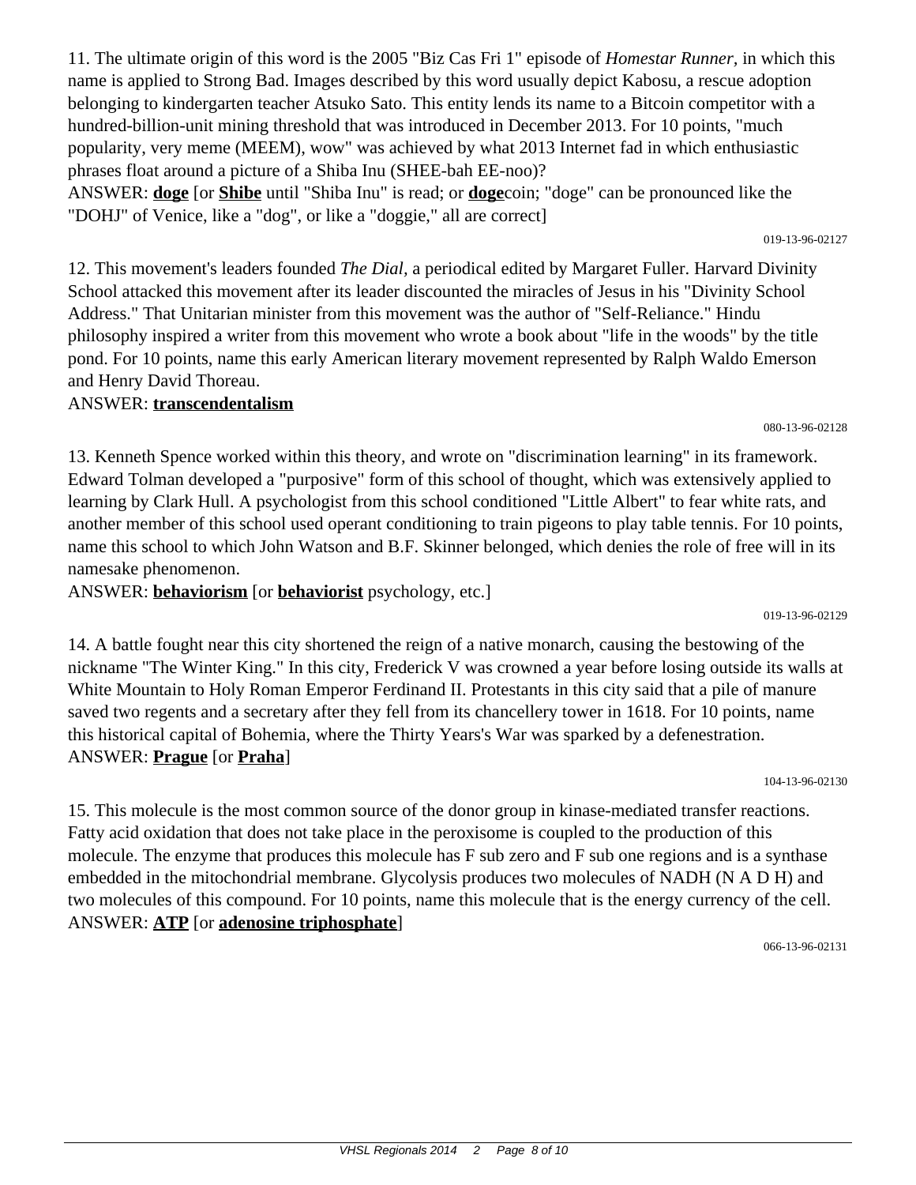11. The ultimate origin of this word is the 2005 "Biz Cas Fri 1" episode of *Homestar Runner,* in which this name is applied to Strong Bad. Images described by this word usually depict Kabosu, a rescue adoption belonging to kindergarten teacher Atsuko Sato. This entity lends its name to a Bitcoin competitor with a hundred-billion-unit mining threshold that was introduced in December 2013. For 10 points, "much popularity, very meme (MEEM), wow" was achieved by what 2013 Internet fad in which enthusiastic phrases float around a picture of a Shiba Inu (SHEE-bah EE-noo)?

ANSWER: **doge** [or **Shibe** until "Shiba Inu" is read; or **doge**coin; "doge" can be pronounced like the "DOHJ" of Venice, like a "dog", or like a "doggie," all are correct]

019-13-96-02127

12. This movement's leaders founded *The Dial,* a periodical edited by Margaret Fuller. Harvard Divinity School attacked this movement after its leader discounted the miracles of Jesus in his "Divinity School Address." That Unitarian minister from this movement was the author of "Self-Reliance." Hindu philosophy inspired a writer from this movement who wrote a book about "life in the woods" by the title pond. For 10 points, name this early American literary movement represented by Ralph Waldo Emerson and Henry David Thoreau.

ANSWER: **transcendentalism**

080-13-96-02128

13. Kenneth Spence worked within this theory, and wrote on "discrimination learning" in its framework. Edward Tolman developed a "purposive" form of this school of thought, which was extensively applied to learning by Clark Hull. A psychologist from this school conditioned "Little Albert" to fear white rats, and another member of this school used operant conditioning to train pigeons to play table tennis. For 10 points, name this school to which John Watson and B.F. Skinner belonged, which denies the role of free will in its namesake phenomenon.

ANSWER: **behaviorism** [or **behaviorist** psychology, etc.]

019-13-96-02129

14. A battle fought near this city shortened the reign of a native monarch, causing the bestowing of the nickname "The Winter King." In this city, Frederick V was crowned a year before losing outside its walls at White Mountain to Holy Roman Emperor Ferdinand II. Protestants in this city said that a pile of manure saved two regents and a secretary after they fell from its chancellery tower in 1618. For 10 points, name this historical capital of Bohemia, where the Thirty Years's War was sparked by a defenestration.

ANSWER: **Prague** [or **Praha**]

104-13-96-02130

15. This molecule is the most common source of the donor group in kinase-mediated transfer reactions. Fatty acid oxidation that does not take place in the peroxisome is coupled to the production of this molecule. The enzyme that produces this molecule has F sub zero and F sub one regions and is a synthase embedded in the mitochondrial membrane. Glycolysis produces two molecules of NADH (N A D H) and two molecules of this compound. For 10 points, name this molecule that is the energy currency of the cell.

ANSWER: **ATP** [or **adenosine triphosphate**]

066-13-96-02131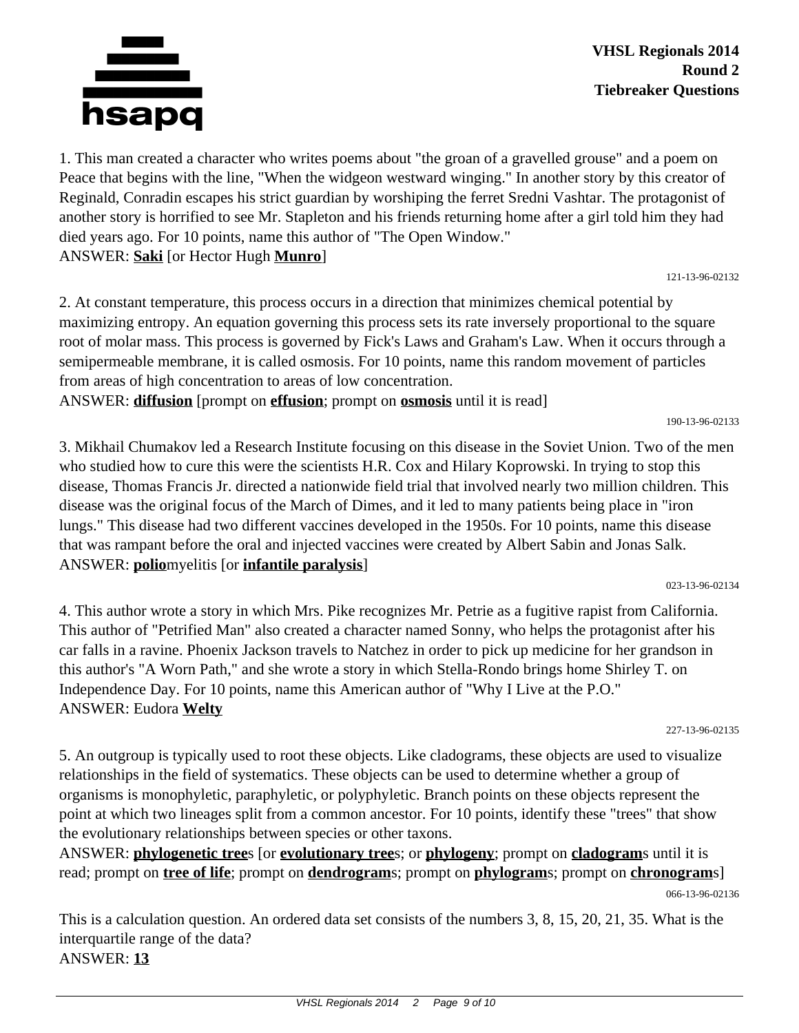**VHSL Regionals 2014**
**Round 2**
**Tiebreaker Questions**

1. This man created a character who writes poems about "the groan of a gravelled grouse" and a poem on Peace that begins with the line, "When the widgeon westward winging." In another story by this creator of Reginald, Conradin escapes his strict guardian by worshiping the ferret Sredni Vashtar. The protagonist of another story is horrified to see Mr. Stapleton and his friends returning home after a girl told him they had died years ago. For 10 points, name this author of "The Open Window."
ANSWER: **Saki** [or Hector Hugh **Munro**]

121-13-96-02132

2. At constant temperature, this process occurs in a direction that minimizes chemical potential by maximizing entropy. An equation governing this process sets its rate inversely proportional to the square root of molar mass. This process is governed by Fick's Laws and Graham's Law. When it occurs through a semipermeable membrane, it is called osmosis. For 10 points, name this random movement of particles from areas of high concentration to areas of low concentration.
ANSWER: **diffusion** [prompt on **effusion**; prompt on **osmosis** until it is read]

190-13-96-02133

3. Mikhail Chumakov led a Research Institute focusing on this disease in the Soviet Union. Two of the men who studied how to cure this were the scientists H.R. Cox and Hilary Koprowski. In trying to stop this disease, Thomas Francis Jr. directed a nationwide field trial that involved nearly two million children. This disease was the original focus of the March of Dimes, and it led to many patients being place in "iron lungs." This disease had two different vaccines developed in the 1950s. For 10 points, name this disease that was rampant before the oral and injected vaccines were created by Albert Sabin and Jonas Salk.
ANSWER: **polio**myelitis [or **infantile paralysis**]

023-13-96-02134

4. This author wrote a story in which Mrs. Pike recognizes Mr. Petrie as a fugitive rapist from California. This author of "Petrified Man" also created a character named Sonny, who helps the protagonist after his car falls in a ravine. Phoenix Jackson travels to Natchez in order to pick up medicine for her grandson in this author's "A Worn Path," and she wrote a story in which Stella-Rondo brings home Shirley T. on Independence Day. For 10 points, name this American author of "Why I Live at the P.O."
ANSWER: Eudora **Welty**

227-13-96-02135

5. An outgroup is typically used to root these objects. Like cladograms, these objects are used to visualize relationships in the field of systematics. These objects can be used to determine whether a group of organisms is monophyletic, paraphyletic, or polyphyletic. Branch points on these objects represent the point at which two lineages split from a common ancestor. For 10 points, identify these "trees" that show the evolutionary relationships between species or other taxons.
ANSWER: **phylogenetic tree**s [or **evolutionary tree**s; or **phylogeny**; prompt on **cladogram**s until it is read; prompt on **tree of life**; prompt on **dendrogram**s; prompt on **phylogram**s; prompt on **chronogram**s]

066-13-96-02136

This is a calculation question. An ordered data set consists of the numbers 3, 8, 15, 20, 21, 35. What is the interquartile range of the data?
ANSWER: **13**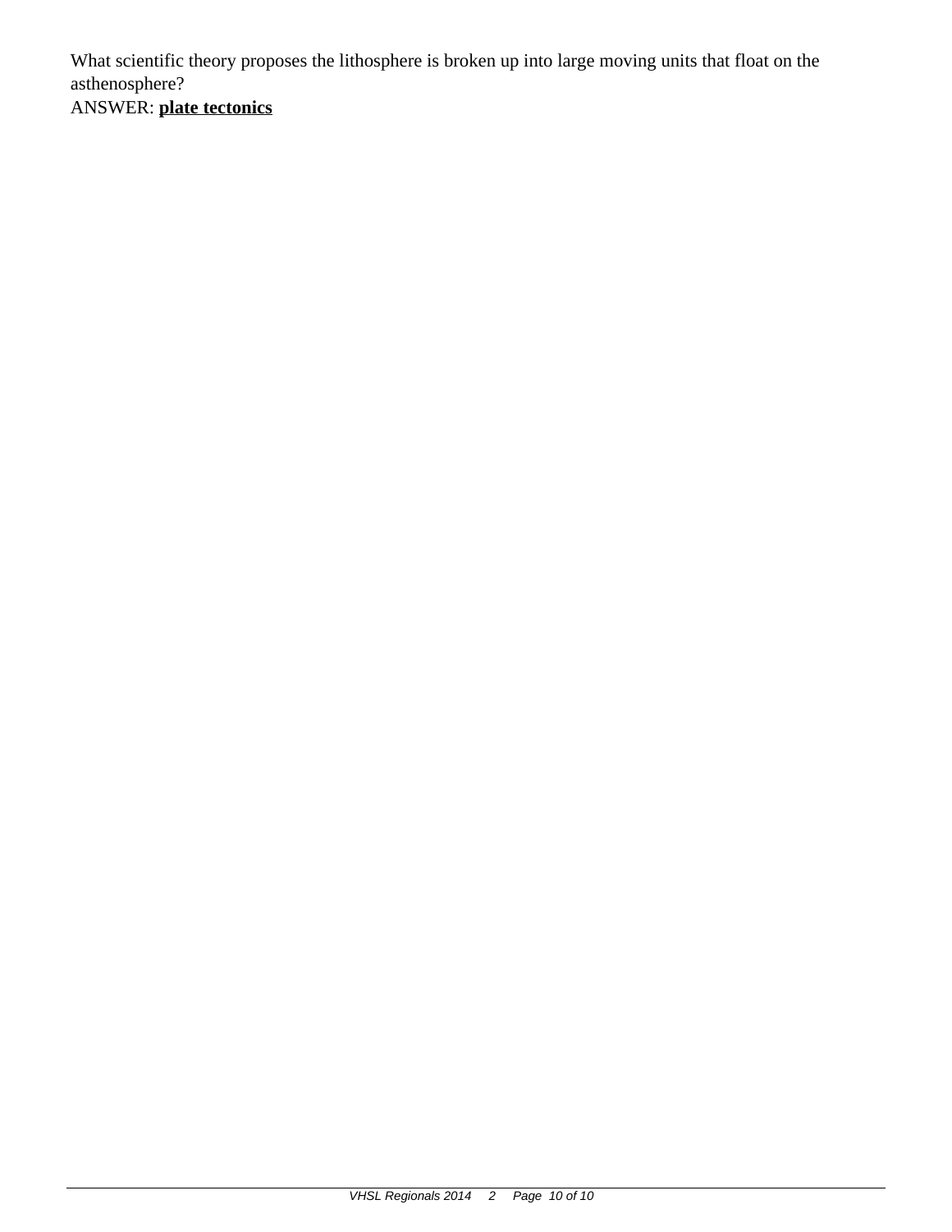What scientific theory proposes the lithosphere is broken up into large moving units that float on the asthenosphere?
ANSWER: **plate tectonics**